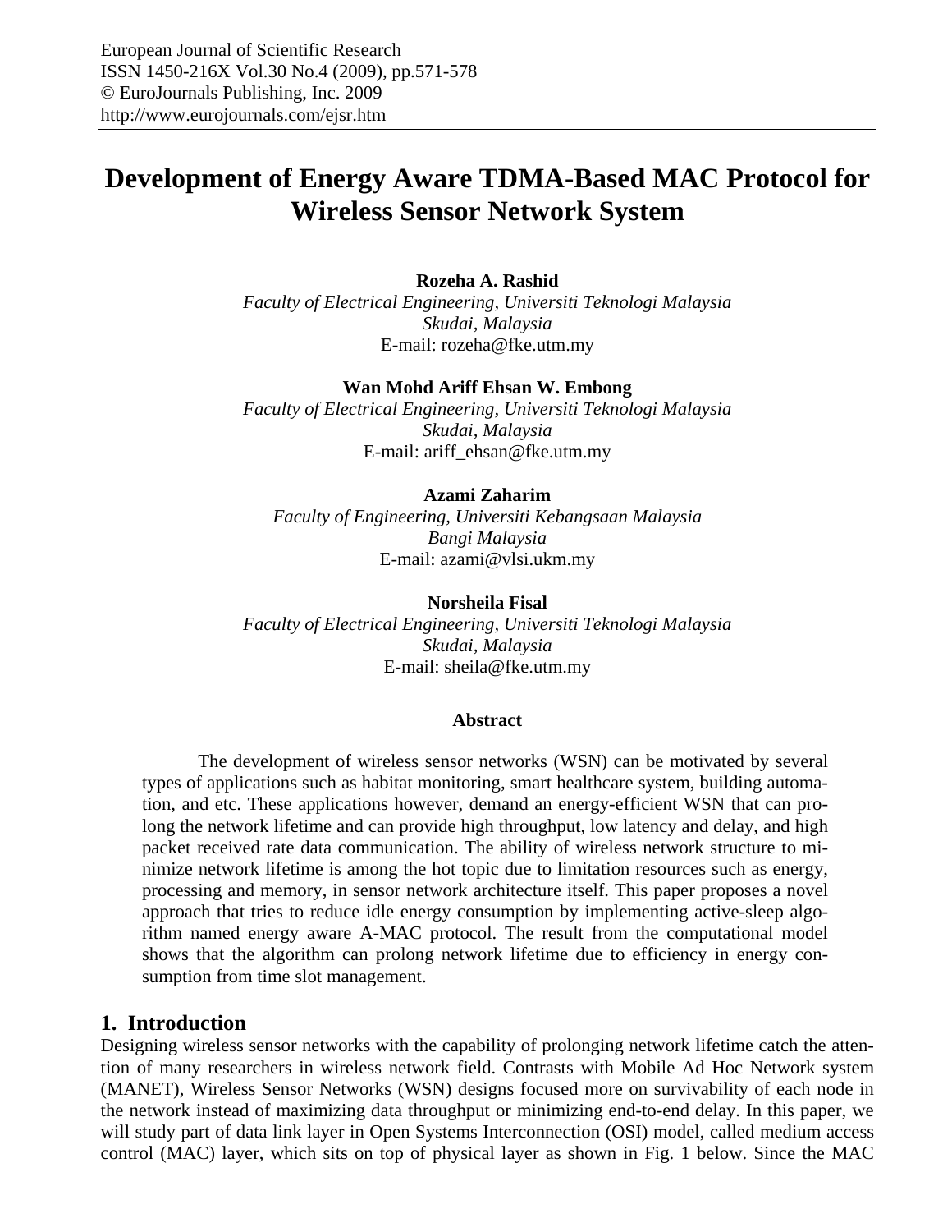# Development of Energy Aware TDMA-Based MAC Protocol for Wireless Sensor Network System

**Rozeha A. Rashid**
*Faculty of Electrical Engineering, Universiti Teknologi Malaysia*
*Skudai, Malaysia*
E-mail: rozeha@fke.utm.my

**Wan Mohd Ariff Ehsan W. Embong**
*Faculty of Electrical Engineering, Universiti Teknologi Malaysia*
*Skudai, Malaysia*
E-mail: ariff_ehsan@fke.utm.my

**Azami Zaharim**
*Faculty of Engineering, Universiti Kebangsaan Malaysia*
*Bangi Malaysia*
E-mail: azami@vlsi.ukm.my

**Norsheila Fisal**
*Faculty of Electrical Engineering, Universiti Teknologi Malaysia*
*Skudai, Malaysia*
E-mail: sheila@fke.utm.my

### Abstract

The development of wireless sensor networks (WSN) can be motivated by several types of applications such as habitat monitoring, smart healthcare system, building automation, and etc. These applications however, demand an energy-efficient WSN that can prolong the network lifetime and can provide high throughput, low latency and delay, and high packet received rate data communication. The ability of wireless network structure to minimize network lifetime is among the hot topic due to limitation resources such as energy, processing and memory, in sensor network architecture itself. This paper proposes a novel approach that tries to reduce idle energy consumption by implementing active-sleep algorithm named energy aware A-MAC protocol. The result from the computational model shows that the algorithm can prolong network lifetime due to efficiency in energy consumption from time slot management.

## 1. Introduction

Designing wireless sensor networks with the capability of prolonging network lifetime catch the attention of many researchers in wireless network field. Contrasts with Mobile Ad Hoc Network system (MANET), Wireless Sensor Networks (WSN) designs focused more on survivability of each node in the network instead of maximizing data throughput or minimizing end-to-end delay. In this paper, we will study part of data link layer in Open Systems Interconnection (OSI) model, called medium access control (MAC) layer, which sits on top of physical layer as shown in Fig. 1 below. Since the MAC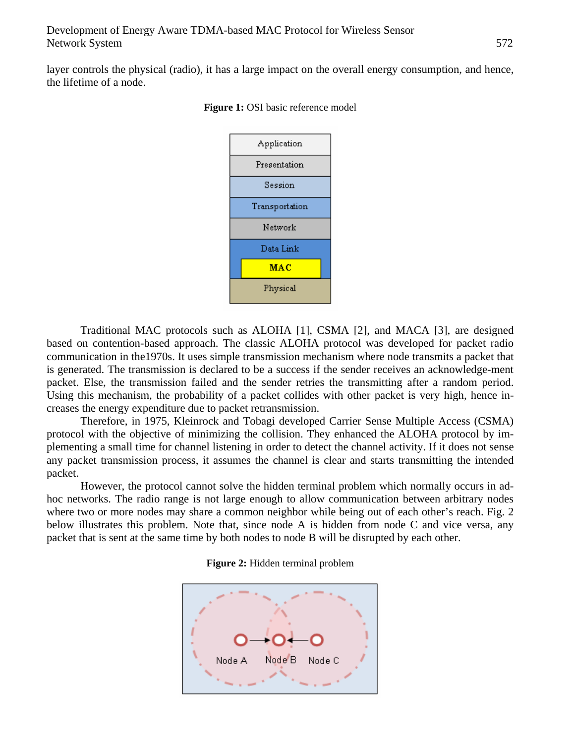layer controls the physical (radio), it has a large impact on the overall energy consumption, and hence, the lifetime of a node.

**Figure 1:** OSI basic reference model

Traditional MAC protocols such as ALOHA [1], CSMA [2], and MACA [3], are designed based on contention-based approach. The classic ALOHA protocol was developed for packet radio communication in the1970s. It uses simple transmission mechanism where node transmits a packet that is generated. The transmission is declared to be a success if the sender receives an acknowledge-ment packet. Else, the transmission failed and the sender retries the transmitting after a random period. Using this mechanism, the probability of a packet collides with other packet is very high, hence increases the energy expenditure due to packet retransmission.

Therefore, in 1975, Kleinrock and Tobagi developed Carrier Sense Multiple Access (CSMA) protocol with the objective of minimizing the collision. They enhanced the ALOHA protocol by implementing a small time for channel listening in order to detect the channel activity. If it does not sense any packet transmission process, it assumes the channel is clear and starts transmitting the intended packet.

However, the protocol cannot solve the hidden terminal problem which normally occurs in ad-hoc networks. The radio range is not large enough to allow communication between arbitrary nodes where two or more nodes may share a common neighbor while being out of each other's reach. Fig. 2 below illustrates this problem. Note that, since node A is hidden from node C and vice versa, any packet that is sent at the same time by both nodes to node B will be disrupted by each other.

**Figure 2:** Hidden terminal problem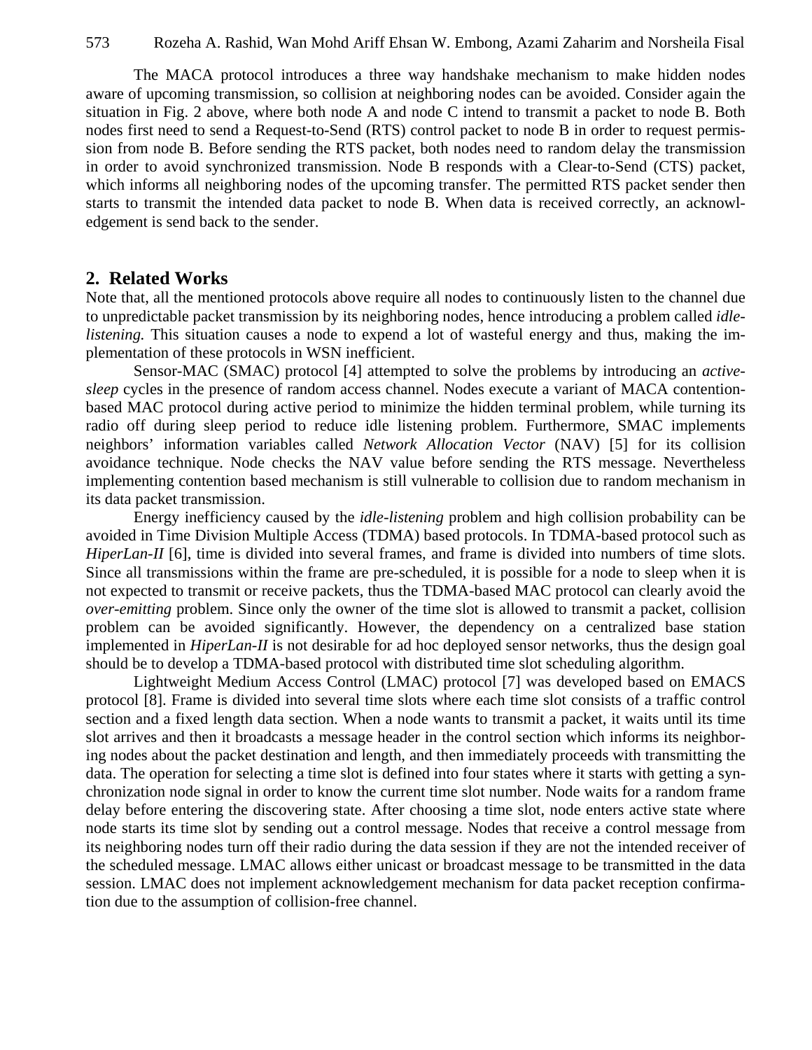The MACA protocol introduces a three way handshake mechanism to make hidden nodes aware of upcoming transmission, so collision at neighboring nodes can be avoided. Consider again the situation in Fig. 2 above, where both node A and node C intend to transmit a packet to node B. Both nodes first need to send a Request-to-Send (RTS) control packet to node B in order to request permission from node B. Before sending the RTS packet, both nodes need to random delay the transmission in order to avoid synchronized transmission. Node B responds with a Clear-to-Send (CTS) packet, which informs all neighboring nodes of the upcoming transfer. The permitted RTS packet sender then starts to transmit the intended data packet to node B. When data is received correctly, an acknowledgement is send back to the sender.

## 2. Related Works

Note that, all the mentioned protocols above require all nodes to continuously listen to the channel due to unpredictable packet transmission by its neighboring nodes, hence introducing a problem called *idle-listening.* This situation causes a node to expend a lot of wasteful energy and thus, making the implementation of these protocols in WSN inefficient.

Sensor-MAC (SMAC) protocol [4] attempted to solve the problems by introducing an *active-sleep* cycles in the presence of random access channel. Nodes execute a variant of MACA contention-based MAC protocol during active period to minimize the hidden terminal problem, while turning its radio off during sleep period to reduce idle listening problem. Furthermore, SMAC implements neighbors' information variables called *Network Allocation Vector* (NAV) [5] for its collision avoidance technique. Node checks the NAV value before sending the RTS message. Nevertheless implementing contention based mechanism is still vulnerable to collision due to random mechanism in its data packet transmission.

Energy inefficiency caused by the *idle-listening* problem and high collision probability can be avoided in Time Division Multiple Access (TDMA) based protocols. In TDMA-based protocol such as *HiperLan-II* [6], time is divided into several frames, and frame is divided into numbers of time slots. Since all transmissions within the frame are pre-scheduled, it is possible for a node to sleep when it is not expected to transmit or receive packets, thus the TDMA-based MAC protocol can clearly avoid the *over-emitting* problem. Since only the owner of the time slot is allowed to transmit a packet, collision problem can be avoided significantly. However, the dependency on a centralized base station implemented in *HiperLan-II* is not desirable for ad hoc deployed sensor networks, thus the design goal should be to develop a TDMA-based protocol with distributed time slot scheduling algorithm.

Lightweight Medium Access Control (LMAC) protocol [7] was developed based on EMACS protocol [8]. Frame is divided into several time slots where each time slot consists of a traffic control section and a fixed length data section. When a node wants to transmit a packet, it waits until its time slot arrives and then it broadcasts a message header in the control section which informs its neighboring nodes about the packet destination and length, and then immediately proceeds with transmitting the data. The operation for selecting a time slot is defined into four states where it starts with getting a synchronization node signal in order to know the current time slot number. Node waits for a random frame delay before entering the discovering state. After choosing a time slot, node enters active state where node starts its time slot by sending out a control message. Nodes that receive a control message from its neighboring nodes turn off their radio during the data session if they are not the intended receiver of the scheduled message. LMAC allows either unicast or broadcast message to be transmitted in the data session. LMAC does not implement acknowledgement mechanism for data packet reception confirmation due to the assumption of collision-free channel.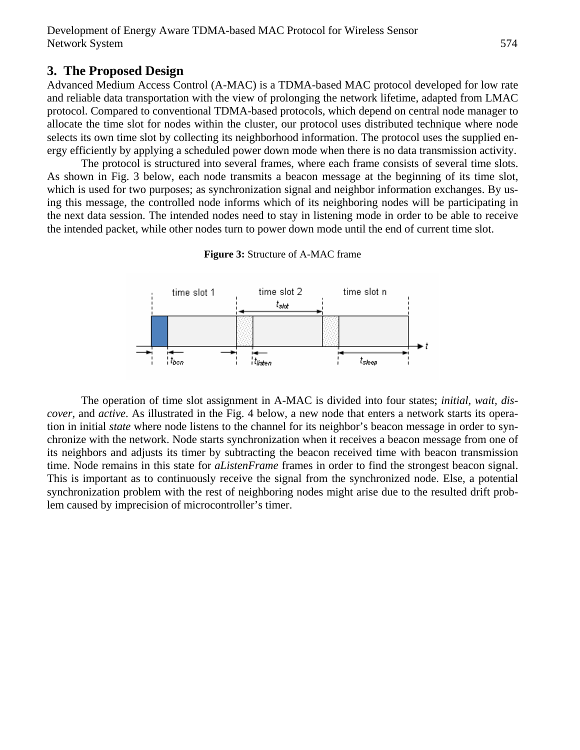## 3. The Proposed Design

Advanced Medium Access Control (A-MAC) is a TDMA-based MAC protocol developed for low rate and reliable data transportation with the view of prolonging the network lifetime, adapted from LMAC protocol. Compared to conventional TDMA-based protocols, which depend on central node manager to allocate the time slot for nodes within the cluster, our protocol uses distributed technique where node selects its own time slot by collecting its neighborhood information. The protocol uses the supplied energy efficiently by applying a scheduled power down mode when there is no data transmission activity.

The protocol is structured into several frames, where each frame consists of several time slots. As shown in Fig. 3 below, each node transmits a beacon message at the beginning of its time slot, which is used for two purposes; as synchronization signal and neighbor information exchanges. By using this message, the controlled node informs which of its neighboring nodes will be participating in the next data session. The intended nodes need to stay in listening mode in order to be able to receive the intended packet, while other nodes turn to power down mode until the end of current time slot.

**Figure 3:** Structure of A-MAC frame

The operation of time slot assignment in A-MAC is divided into four states; *initial*, *wait*, *discover*, and *active*. As illustrated in the Fig. 4 below, a new node that enters a network starts its operation in initial *state* where node listens to the channel for its neighbor's beacon message in order to synchronize with the network. Node starts synchronization when it receives a beacon message from one of its neighbors and adjusts its timer by subtracting the beacon received time with beacon transmission time. Node remains in this state for *aListenFrame* frames in order to find the strongest beacon signal. This is important as to continuously receive the signal from the synchronized node. Else, a potential synchronization problem with the rest of neighboring nodes might arise due to the resulted drift problem caused by imprecision of microcontroller's timer.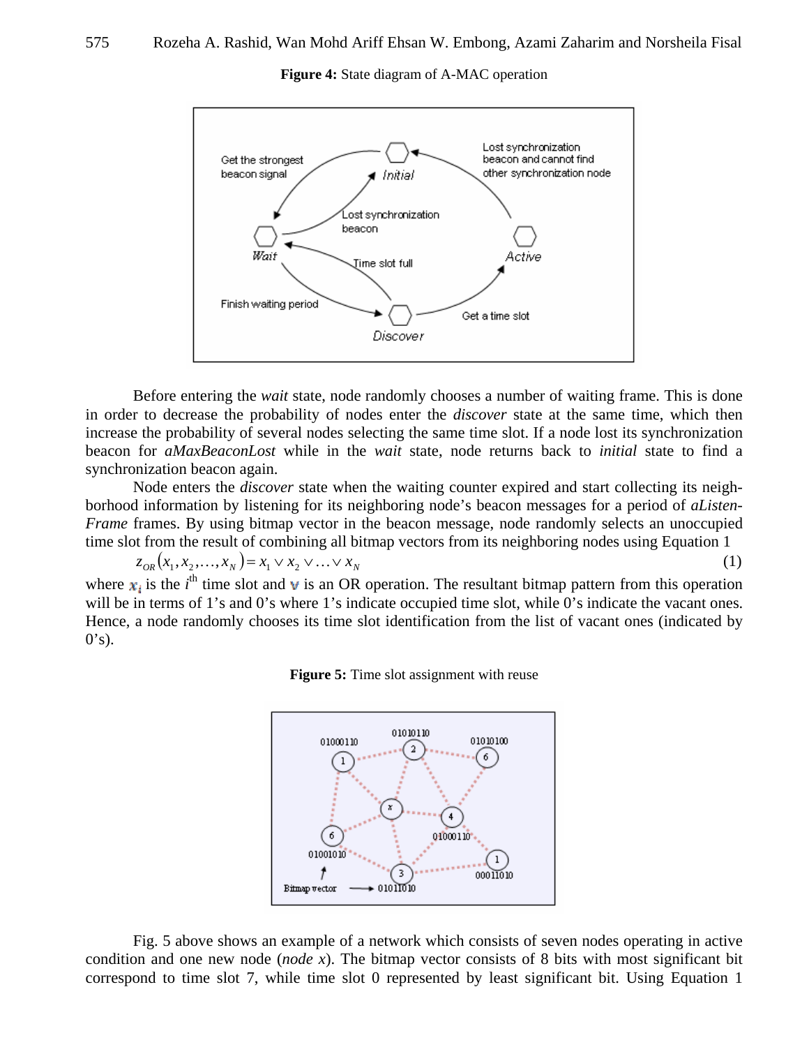**Figure 4:** State diagram of A-MAC operation

**Figure 5:** Time slot assignment with reuse

Before entering the *wait* state, node randomly chooses a number of waiting frame. This is done in order to decrease the probability of nodes enter the *discover* state at the same time, which then increase the probability of several nodes selecting the same time slot. If a node lost its synchronization beacon for *aMaxBeaconLost* while in the *wait* state, node returns back to *initial* state to find a synchronization beacon again.

Node enters the *discover* state when the waiting counter expired and start collecting its neighborhood information by listening for its neighboring node's beacon messages for a period of *aListenFrame* frames. By using bitmap vector in the beacon message, node randomly selects an unoccupied time slot from the result of combining all bitmap vectors from its neighboring nodes using Equation 1

$$z_{OR}(x_1, x_2, \ldots, x_N) = x_1 \vee x_2 \vee \ldots \vee x_N \quad (1)$$

where $x_i$ is the $i^{th}$ time slot and $\vee$ is an OR operation. The resultant bitmap pattern from this operation will be in terms of 1's and 0's where 1's indicate occupied time slot, while 0's indicate the vacant ones. Hence, a node randomly chooses its time slot identification from the list of vacant ones (indicated by 0's).

Fig. 5 above shows an example of a network which consists of seven nodes operating in active condition and one new node (*node x*). The bitmap vector consists of 8 bits with most significant bit correspond to time slot 7, while time slot 0 represented by least significant bit. Using Equation 1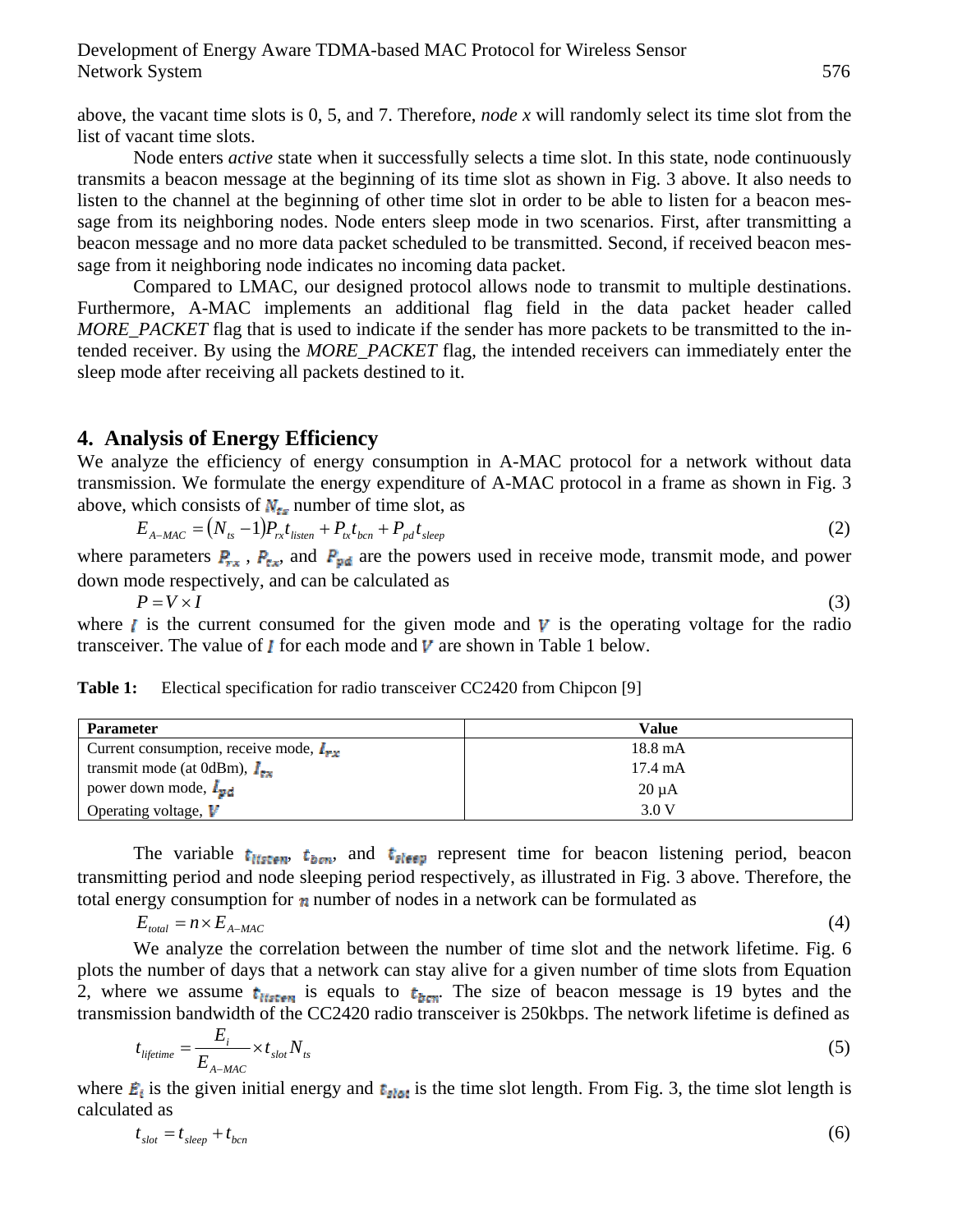above, the vacant time slots is 0, 5, and 7. Therefore, *node x* will randomly select its time slot from the list of vacant time slots.

Node enters *active* state when it successfully selects a time slot. In this state, node continuously transmits a beacon message at the beginning of its time slot as shown in Fig. 3 above. It also needs to listen to the channel at the beginning of other time slot in order to be able to listen for a beacon message from its neighboring nodes. Node enters sleep mode in two scenarios. First, after transmitting a beacon message and no more data packet scheduled to be transmitted. Second, if received beacon message from it neighboring node indicates no incoming data packet.

Compared to LMAC, our designed protocol allows node to transmit to multiple destinations. Furthermore, A-MAC implements an additional flag field in the data packet header called *MORE_PACKET* flag that is used to indicate if the sender has more packets to be transmitted to the intended receiver. By using the *MORE_PACKET* flag, the intended receivers can immediately enter the sleep mode after receiving all packets destined to it.

## 4. Analysis of Energy Efficiency

We analyze the efficiency of energy consumption in A-MAC protocol for a network without data transmission. We formulate the energy expenditure of A-MAC protocol in a frame as shown in Fig. 3 above, which consists of $N_{ts}$ number of time slot, as

$$E_{A-MAC} = (N_{ts} - 1)P_{rx}t_{listen} + P_{tx}t_{bcn} + P_{pd}t_{sleep} \tag{2}$$

where parameters $P_{rx}$ , $P_{tx}$, and $P_{pd}$ are the powers used in receive mode, transmit mode, and power down mode respectively, and can be calculated as

$$P = V \times I \tag{3}$$

where $I$ is the current consumed for the given mode and $V$ is the operating voltage for the radio transceiver. The value of $I$ for each mode and $V$ are shown in Table 1 below.

**Table 1:** Electical specification for radio transceiver CC2420 from Chipcon [9]

| Parameter | Value |
|---|---|
| Current consumption, receive mode, $I_{rx}$ | 18.8 mA |
| transmit mode (at 0dBm), $I_{tx}$ | 17.4 mA |
| power down mode, $I_{pd}$ | 20 µA |
| Operating voltage, $V$ | 3.0 V |

The variable $t_{listen}$, $t_{bcn}$, and $t_{sleep}$ represent time for beacon listening period, beacon transmitting period and node sleeping period respectively, as illustrated in Fig. 3 above. Therefore, the total energy consumption for $n$ number of nodes in a network can be formulated as

$$E_{total} = n \times E_{A-MAC} \tag{4}$$

We analyze the correlation between the number of time slot and the network lifetime. Fig. 6 plots the number of days that a network can stay alive for a given number of time slots from Equation 2, where we assume $t_{listen}$ is equals to $t_{bcn}$. The size of beacon message is 19 bytes and the transmission bandwidth of the CC2420 radio transceiver is 250kbps. The network lifetime is defined as

$$t_{lifetime} = \frac{E_i}{E_{A-MAC}} \times t_{slot} N_{ts} \tag{5}$$

where $E_i$ is the given initial energy and $t_{slot}$ is the time slot length. From Fig. 3, the time slot length is calculated as

$$t_{slot} = t_{sleep} + t_{bcn} \tag{6}$$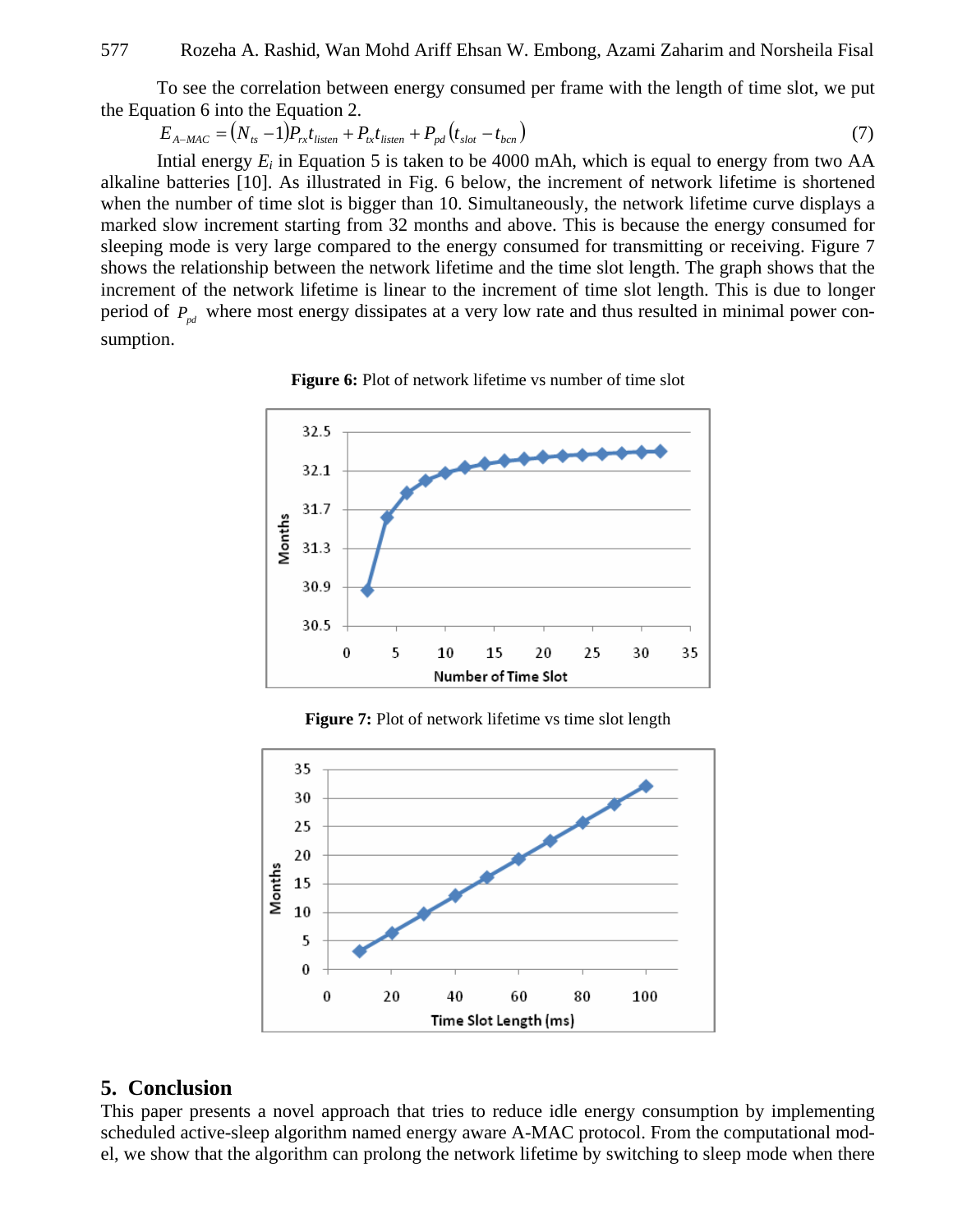To see the correlation between energy consumed per frame with the length of time slot, we put the Equation 6 into the Equation 2.

$$E_{A-MAC} = (N_{ts} - 1)P_{rx}t_{listen} + P_{tx}t_{listen} + P_{pd}(t_{slot} - t_{bcn}) \tag{7}$$

Intial energy $E_i$ in Equation 5 is taken to be 4000 mAh, which is equal to energy from two AA alkaline batteries [10]. As illustrated in Fig. 6 below, the increment of network lifetime is shortened when the number of time slot is bigger than 10. Simultaneously, the network lifetime curve displays a marked slow increment starting from 32 months and above. This is because the energy consumed for sleeping mode is very large compared to the energy consumed for transmitting or receiving. Figure 7 shows the relationship between the network lifetime and the time slot length. The graph shows that the increment of the network lifetime is linear to the increment of time slot length. This is due to longer period of $P_{pd}$ where most energy dissipates at a very low rate and thus resulted in minimal power consumption.

**Figure 6:** Plot of network lifetime vs number of time slot

**Figure 7:** Plot of network lifetime vs time slot length

## 5. Conclusion

This paper presents a novel approach that tries to reduce idle energy consumption by implementing scheduled active-sleep algorithm named energy aware A-MAC protocol. From the computational model, we show that the algorithm can prolong the network lifetime by switching to sleep mode when there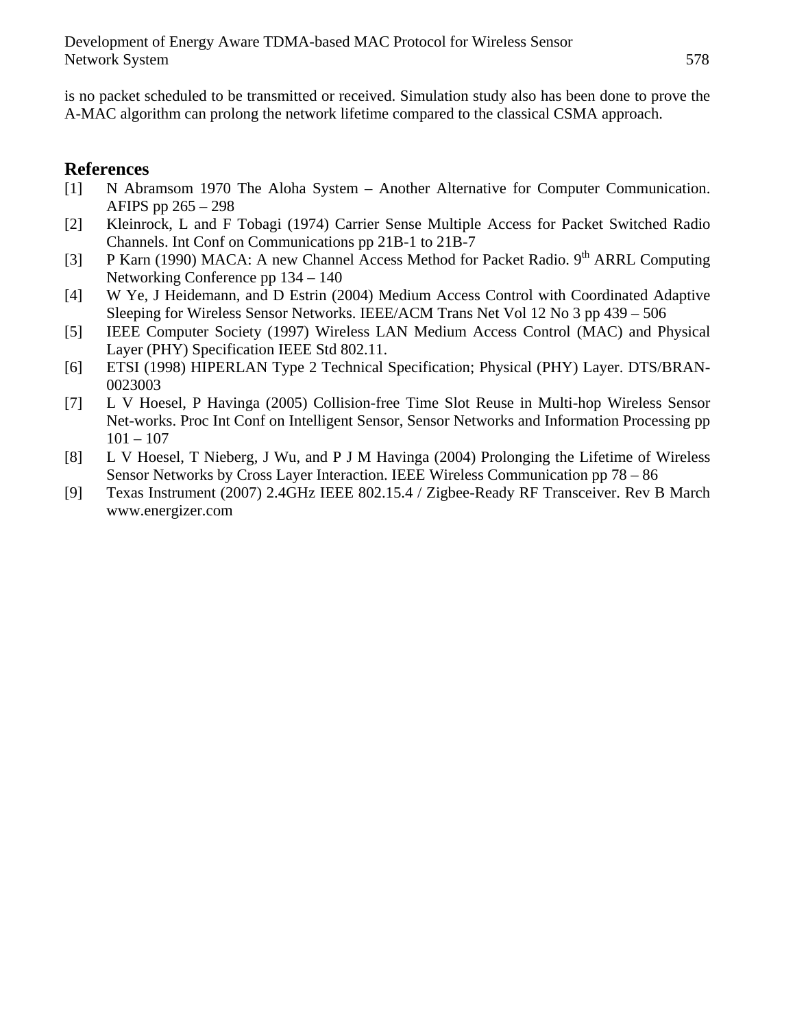is no packet scheduled to be transmitted or received. Simulation study also has been done to prove the A-MAC algorithm can prolong the network lifetime compared to the classical CSMA approach.

## References

[1] N Abramsom 1970 The Aloha System – Another Alternative for Computer Communication. AFIPS pp 265 – 298

[2] Kleinrock, L and F Tobagi (1974) Carrier Sense Multiple Access for Packet Switched Radio Channels. Int Conf on Communications pp 21B-1 to 21B-7

[3] P Karn (1990) MACA: A new Channel Access Method for Packet Radio. 9th ARRL Computing Networking Conference pp 134 – 140

[4] W Ye, J Heidemann, and D Estrin (2004) Medium Access Control with Coordinated Adaptive Sleeping for Wireless Sensor Networks. IEEE/ACM Trans Net Vol 12 No 3 pp 439 – 506

[5] IEEE Computer Society (1997) Wireless LAN Medium Access Control (MAC) and Physical Layer (PHY) Specification IEEE Std 802.11.

[6] ETSI (1998) HIPERLAN Type 2 Technical Specification; Physical (PHY) Layer. DTS/BRAN-0023003

[7] L V Hoesel, P Havinga (2005) Collision-free Time Slot Reuse in Multi-hop Wireless Sensor Net-works. Proc Int Conf on Intelligent Sensor, Sensor Networks and Information Processing pp 101 – 107

[8] L V Hoesel, T Nieberg, J Wu, and P J M Havinga (2004) Prolonging the Lifetime of Wireless Sensor Networks by Cross Layer Interaction. IEEE Wireless Communication pp 78 – 86

[9] Texas Instrument (2007) 2.4GHz IEEE 802.15.4 / Zigbee-Ready RF Transceiver. Rev B March www.energizer.com